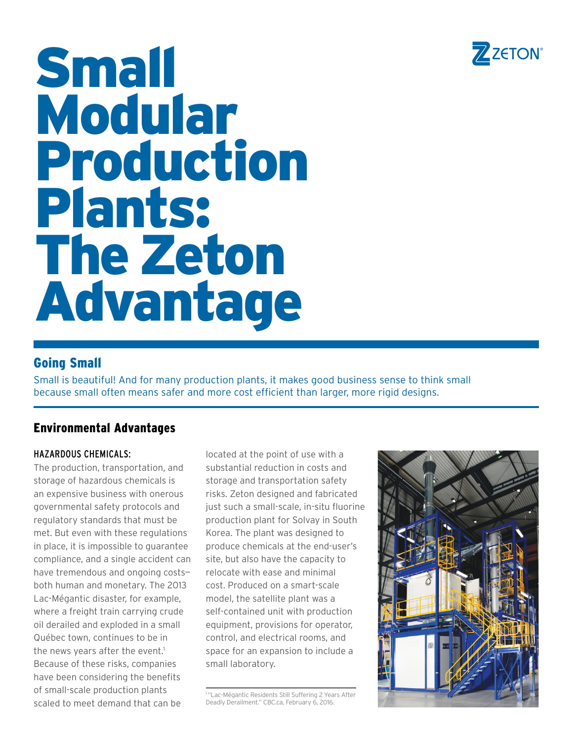# Small Modular Production Plants: The Zeton Advantage

## Going Small

Small is beautiful! And for many production plants, it makes good business sense to think small because small often means safer and more cost efficient than larger, more rigid designs.

## Environmental Advantages

### HAZARDOUS CHEMICALS:

The production, transportation, and storage of hazardous chemicals is an expensive business with onerous governmental safety protocols and regulatory standards that must be met. But even with these regulations in place, it is impossible to guarantee compliance, and a single accident can have tremendous and ongoing costs—both human and monetary. The 2013 Lac-Mégantic disaster, for example, where a freight train carrying crude oil derailed and exploded in a small Québec town, continues to be in the news years after the event.[1] Because of these risks, companies have been considering the benefits of small-scale production plants scaled to meet demand that can be located at the point of use with a substantial reduction in costs and storage and transportation safety risks. Zeton designed and fabricated just such a small-scale, in-situ fluorine production plant for Solvay in South Korea. The plant was designed to produce chemicals at the end-user's site, but also have the capacity to relocate with ease and minimal cost. Produced on a smart-scale model, the satellite plant was a self-contained unit with production equipment, provisions for operator, control, and electrical rooms, and space for an expansion to include a small laboratory.

[1] "Lac-Mégantic Residents Still Suffering 2 Years After Deadly Derailment." CBC.ca, February 6, 2016.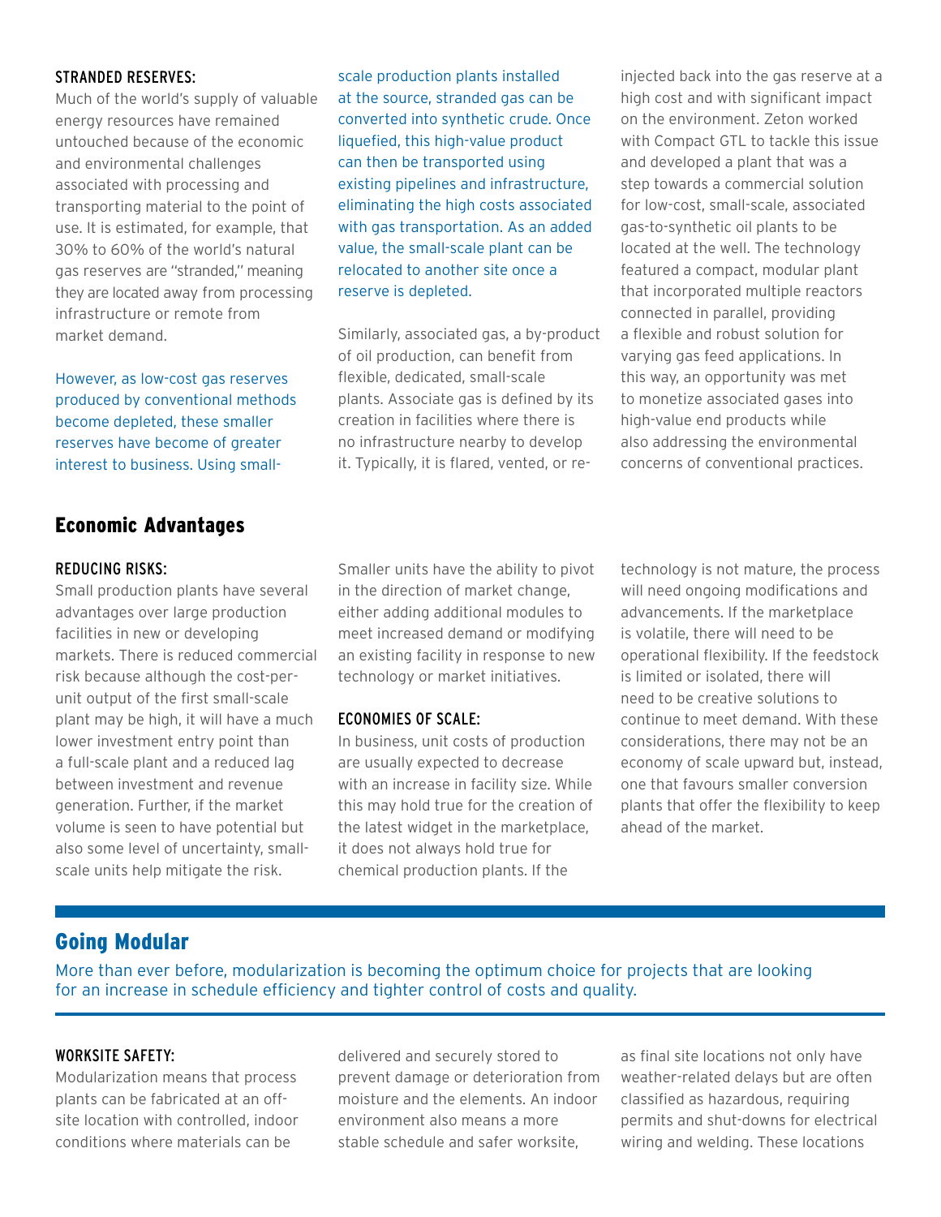### STRANDED RESERVES:

Much of the world's supply of valuable energy resources have remained untouched because of the economic and environmental challenges associated with processing and transporting material to the point of use. It is estimated, for example, that 30% to 60% of the world's natural gas reserves are "stranded," meaning they are located away from processing infrastructure or remote from market demand.

However, as low-cost gas reserves produced by conventional methods become depleted, these smaller reserves have become of greater interest to business. Using small-scale production plants installed at the source, stranded gas can be converted into synthetic crude. Once liquefied, this high-value product can then be transported using existing pipelines and infrastructure, eliminating the high costs associated with gas transportation. As an added value, the small-scale plant can be relocated to another site once a reserve is depleted.

Similarly, associated gas, a by-product of oil production, can benefit from flexible, dedicated, small-scale plants. Associate gas is defined by its creation in facilities where there is no infrastructure nearby to develop it. Typically, it is flared, vented, or re-injected back into the gas reserve at a high cost and with significant impact on the environment. Zeton worked with Compact GTL to tackle this issue and developed a plant that was a step towards a commercial solution for low-cost, small-scale, associated gas-to-synthetic oil plants to be located at the well. The technology featured a compact, modular plant that incorporated multiple reactors connected in parallel, providing a flexible and robust solution for varying gas feed applications. In this way, an opportunity was met to monetize associated gases into high-value end products while also addressing the environmental concerns of conventional practices.

## Economic Advantages

### REDUCING RISKS:

Small production plants have several advantages over large production facilities in new or developing markets. There is reduced commercial risk because although the cost-per-unit output of the first small-scale plant may be high, it will have a much lower investment entry point than a full-scale plant and a reduced lag between investment and revenue generation. Further, if the market volume is seen to have potential but also some level of uncertainty, small-scale units help mitigate the risk. Smaller units have the ability to pivot in the direction of market change, either adding additional modules to meet increased demand or modifying an existing facility in response to new technology or market initiatives.

### ECONOMIES OF SCALE:

In business, unit costs of production are usually expected to decrease with an increase in facility size. While this may hold true for the creation of the latest widget in the marketplace, it does not always hold true for chemical production plants. If the technology is not mature, the process will need ongoing modifications and advancements. If the marketplace is volatile, there will need to be operational flexibility. If the feedstock is limited or isolated, there will need to be creative solutions to continue to meet demand. With these considerations, there may not be an economy of scale upward but, instead, one that favours smaller conversion plants that offer the flexibility to keep ahead of the market.

## Going Modular

More than ever before, modularization is becoming the optimum choice for projects that are looking for an increase in schedule efficiency and tighter control of costs and quality.

### WORKSITE SAFETY:

Modularization means that process plants can be fabricated at an off-site location with controlled, indoor conditions where materials can be delivered and securely stored to prevent damage or deterioration from moisture and the elements. An indoor environment also means a more stable schedule and safer worksite, as final site locations not only have weather-related delays but are often classified as hazardous, requiring permits and shut-downs for electrical wiring and welding. These locations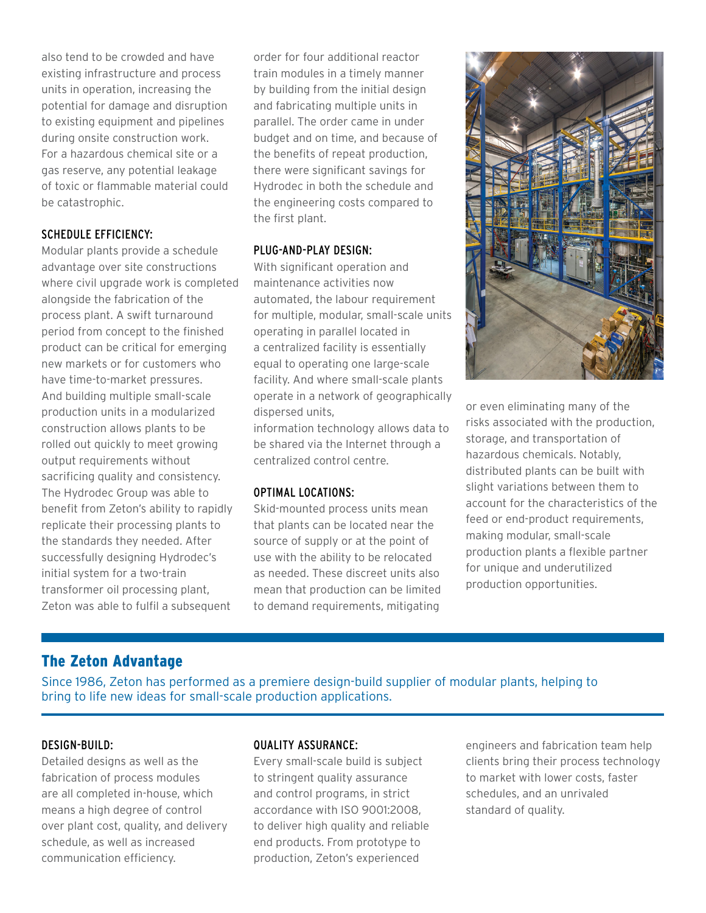also tend to be crowded and have existing infrastructure and process units in operation, increasing the potential for damage and disruption to existing equipment and pipelines during onsite construction work. For a hazardous chemical site or a gas reserve, any potential leakage of toxic or flammable material could be catastrophic.

### SCHEDULE EFFICIENCY:

Modular plants provide a schedule advantage over site constructions where civil upgrade work is completed alongside the fabrication of the process plant. A swift turnaround period from concept to the finished product can be critical for emerging new markets or for customers who have time-to-market pressures. And building multiple small-scale production units in a modularized construction allows plants to be rolled out quickly to meet growing output requirements without sacrificing quality and consistency. The Hydrodec Group was able to benefit from Zeton's ability to rapidly replicate their processing plants to the standards they needed. After successfully designing Hydrodec's initial system for a two-train transformer oil processing plant, Zeton was able to fulfil a subsequent order for four additional reactor train modules in a timely manner by building from the initial design and fabricating multiple units in parallel. The order came in under budget and on time, and because of the benefits of repeat production, there were significant savings for Hydrodec in both the schedule and the engineering costs compared to the first plant.

### PLUG-AND-PLAY DESIGN:

With significant operation and maintenance activities now automated, the labour requirement for multiple, modular, small-scale units operating in parallel located in a centralized facility is essentially equal to operating one large-scale facility. And where small-scale plants operate in a network of geographically dispersed units, information technology allows data to be shared via the Internet through a centralized control centre.

### OPTIMAL LOCATIONS:

Skid-mounted process units mean that plants can be located near the source of supply or at the point of use with the ability to be relocated as needed. These discreet units also mean that production can be limited to demand requirements, mitigating or even eliminating many of the risks associated with the production, storage, and transportation of hazardous chemicals. Notably, distributed plants can be built with slight variations between them to account for the characteristics of the feed or end-product requirements, making modular, small-scale production plants a flexible partner for unique and underutilized production opportunities.

## The Zeton Advantage

Since 1986, Zeton has performed as a premiere design-build supplier of modular plants, helping to bring to life new ideas for small-scale production applications.

### DESIGN-BUILD:

Detailed designs as well as the fabrication of process modules are all completed in-house, which means a high degree of control over plant cost, quality, and delivery schedule, as well as increased communication efficiency.

### QUALITY ASSURANCE:

Every small-scale build is subject to stringent quality assurance and control programs, in strict accordance with ISO 9001:2008, to deliver high quality and reliable end products. From prototype to production, Zeton's experienced engineers and fabrication team help clients bring their process technology to market with lower costs, faster schedules, and an unrivaled standard of quality.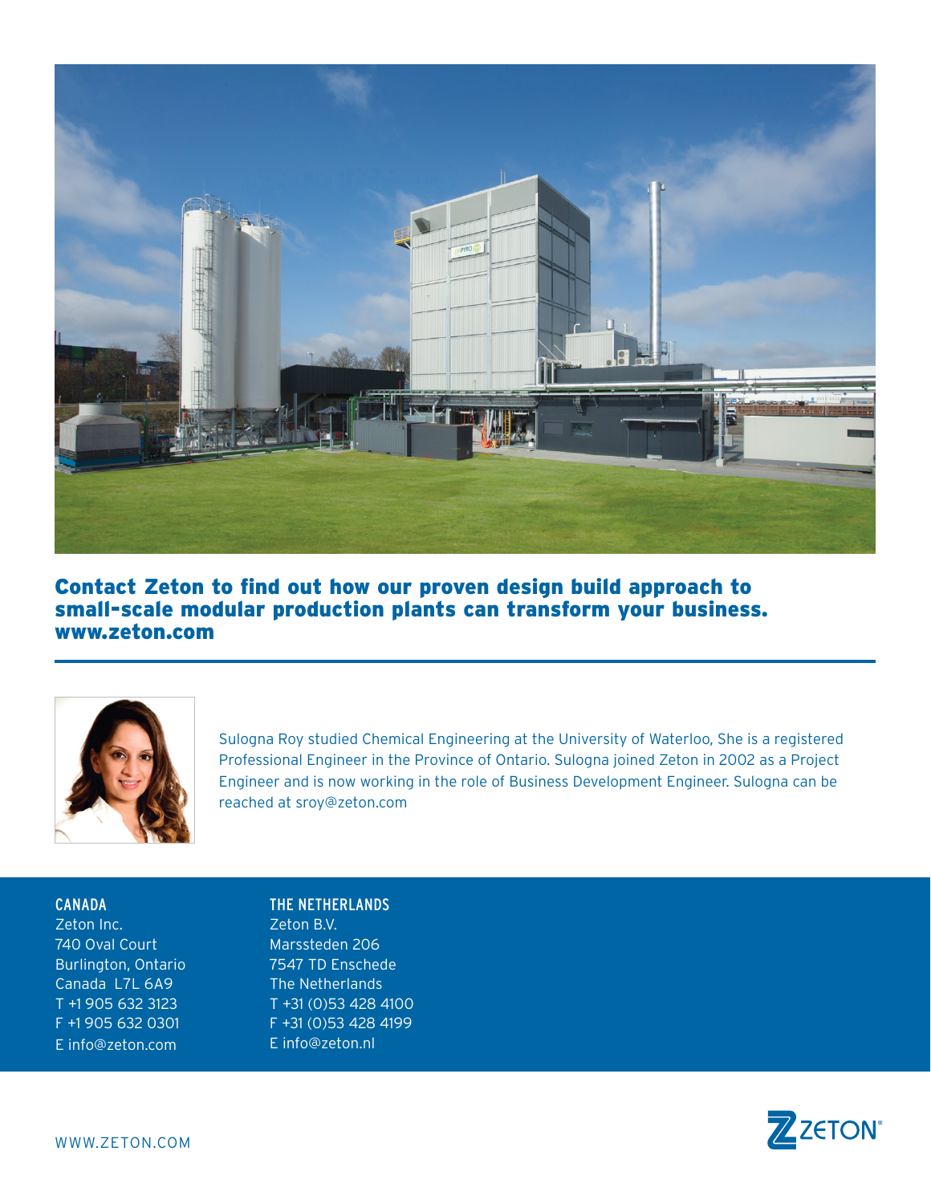**Contact Zeton to find out how our proven design build approach to small-scale modular production plants can transform your business. www.zeton.com**

Sulogna Roy studied Chemical Engineering at the University of Waterloo, She is a registered Professional Engineer in the Province of Ontario. Sulogna joined Zeton in 2002 as a Project Engineer and is now working in the role of Business Development Engineer. Sulogna can be reached at sroy@zeton.com

**CANADA**
Zeton Inc.
740 Oval Court
Burlington, Ontario
Canada L7L 6A9
T +1 905 632 3123
F +1 905 632 0301
E info@zeton.com

**THE NETHERLANDS**
Zeton B.V.
Marssteden 206
7547 TD Enschede
The Netherlands
T +31 (0)53 428 4100
F +31 (0)53 428 4199
E info@zeton.nl

WWW.ZETON.COM

ZETON